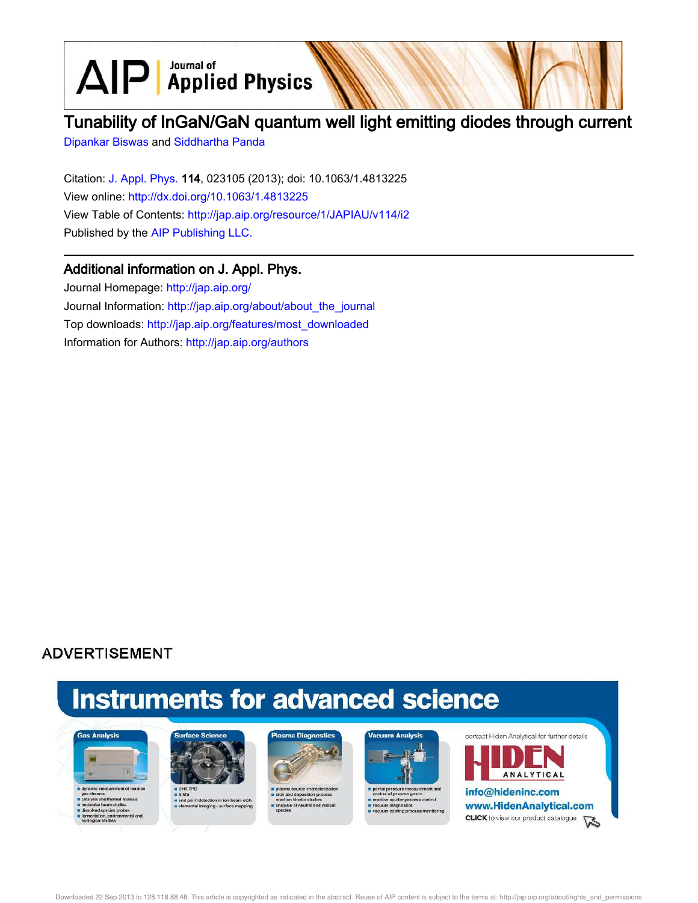# Tunability of InGaN/GaN quantum well light emitting diodes through current

Dipankar Biswas and Siddhartha Panda

Citation: J. Appl. Phys. **114**, 023105 (2013); doi: 10.1063/1.4813225

View online: http://dx.doi.org/10.1063/1.4813225

View Table of Contents: http://jap.aip.org/resource/1/JAPIAU/v114/i2

Published by the AIP Publishing LLC.

## Additional information on J. Appl. Phys.

Journal Homepage: http://jap.aip.org/

Journal Information: http://jap.aip.org/about/about_the_journal

Top downloads: http://jap.aip.org/features/most_downloaded

Information for Authors: http://jap.aip.org/authors

ADVERTISEMENT

Instruments for advanced science

Gas Analysis
- dynamic measurement of reaction gas streams
- catalysis and thermal analysis
- molecular beam studies
- dissolved species probes
- fermentation, environmental and ecological studies

Surface Science
- UHV TPD
- SIMS
- end point detection in ion beam etch
- elemental imaging - surface mapping

Plasma Diagnostics
- plasma source characterization
- etch and deposition process reaction kinetic studies
- analysis of neutral and radical species

Vacuum Analysis
- partial pressure measurement and control of process gases
- reactive sputter process control
- vacuum diagnostics
- vacuum coating process monitoring

contact Hiden Analytical for further details

HIDEN ANALYTICAL

info@hideninc.com

www.HidenAnalytical.com

CLICK to view our product catalogue

Downloaded 22 Sep 2013 to 128.118.88.48. This article is copyrighted as indicated in the abstract. Reuse of AIP content is subject to the terms at: http://jap.aip.org/about/rights_and_permissions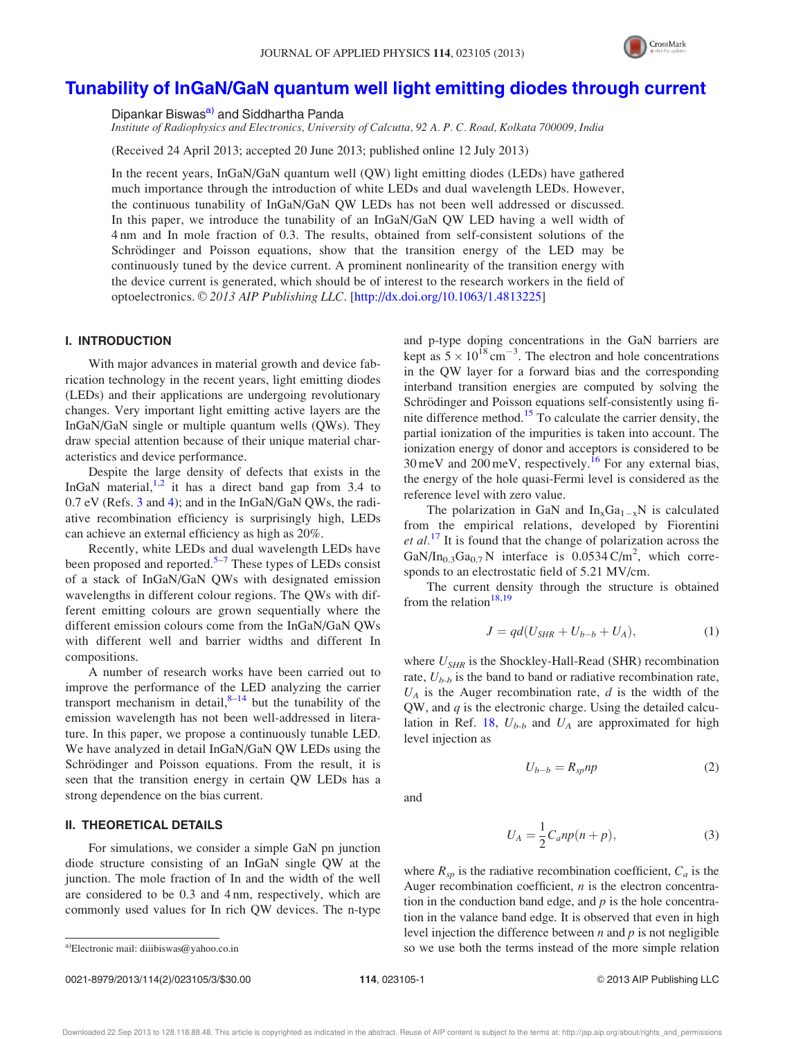# Tunability of InGaN/GaN quantum well light emitting diodes through current

Dipankar Biswas[a] and Siddhartha Panda

*Institute of Radiophysics and Electronics, University of Calcutta, 92 A. P. C. Road, Kolkata 700009, India*

(Received 24 April 2013; accepted 20 June 2013; published online 12 July 2013)

In the recent years, InGaN/GaN quantum well (QW) light emitting diodes (LEDs) have gathered much importance through the introduction of white LEDs and dual wavelength LEDs. However, the continuous tunability of InGaN/GaN QW LEDs has not been well addressed or discussed. In this paper, we introduce the tunability of an InGaN/GaN QW LED having a well width of 4 nm and In mole fraction of 0.3. The results, obtained from self-consistent solutions of the Schrödinger and Poisson equations, show that the transition energy of the LED may be continuously tuned by the device current. A prominent nonlinearity of the transition energy with the device current is generated, which should be of interest to the research workers in the field of optoelectronics. © *2013 AIP Publishing LLC*. [http://dx.doi.org/10.1063/1.4813225]

## I. INTRODUCTION

With major advances in material growth and device fabrication technology in the recent years, light emitting diodes (LEDs) and their applications are undergoing revolutionary changes. Very important light emitting active layers are the InGaN/GaN single or multiple quantum wells (QWs). They draw special attention because of their unique material characteristics and device performance.

Despite the large density of defects that exists in the InGaN material,[1,2] it has a direct band gap from 3.4 to 0.7 eV (Refs. 3 and 4); and in the InGaN/GaN QWs, the radiative recombination efficiency is surprisingly high, LEDs can achieve an external efficiency as high as 20%.

Recently, white LEDs and dual wavelength LEDs have been proposed and reported.[5–7] These types of LEDs consist of a stack of InGaN/GaN QWs with designated emission wavelengths in different colour regions. The QWs with different emitting colours are grown sequentially where the different emission colours come from the InGaN/GaN QWs with different well and barrier widths and different In compositions.

A number of research works have been carried out to improve the performance of the LED analyzing the carrier transport mechanism in detail,[8–14] but the tunability of the emission wavelength has not been well-addressed in literature. In this paper, we propose a continuously tunable LED. We have analyzed in detail InGaN/GaN QW LEDs using the Schrödinger and Poisson equations. From the result, it is seen that the transition energy in certain QW LEDs has a strong dependence on the bias current.

## II. THEORETICAL DETAILS

For simulations, we consider a simple GaN pn junction diode structure consisting of an InGaN single QW at the junction. The mole fraction of In and the width of the well are considered to be 0.3 and 4 nm, respectively, which are commonly used values for In rich QW devices. The n-type and p-type doping concentrations in the GaN barriers are kept as $5 \times 10^{18}\,\text{cm}^{-3}$. The electron and hole concentrations in the QW layer for a forward bias and the corresponding interband transition energies are computed by solving the Schrödinger and Poisson equations self-consistently using finite difference method.[15] To calculate the carrier density, the partial ionization of the impurities is taken into account. The ionization energy of donor and acceptors is considered to be 30 meV and 200 meV, respectively.[16] For any external bias, the energy of the hole quasi-Fermi level is considered as the reference level with zero value.

The polarization in GaN and $In_xGa_{1-x}N$ is calculated from the empirical relations, developed by Fiorentini *et al.*[17] It is found that the change of polarization across the $GaN/In_{0.3}Ga_{0.7}N$ interface is $0.0534\,\text{C/m}^2$, which corresponds to an electrostatic field of 5.21 MV/cm.

The current density through the structure is obtained from the relation[18,19]

$$J = qd(U_{SHR} + U_{b-b} + U_A), \tag{1}$$

where $U_{SHR}$ is the Shockley-Hall-Read (SHR) recombination rate, $U_{b\text{-}b}$ is the band to band or radiative recombination rate, $U_A$ is the Auger recombination rate, $d$ is the width of the QW, and $q$ is the electronic charge. Using the detailed calculation in Ref. 18, $U_{b\text{-}b}$ and $U_A$ are approximated for high level injection as

$$U_{b-b} = R_{sp}np \tag{2}$$

and

$$U_A = \frac{1}{2}C_a np(n+p), \tag{3}$$

where $R_{sp}$ is the radiative recombination coefficient, $C_a$ is the Auger recombination coefficient, $n$ is the electron concentration in the conduction band edge, and $p$ is the hole concentration in the valance band edge. It is observed that even in high level injection the difference between $n$ and $p$ is not negligible so we use both the terms instead of the more simple relation

[a]Electronic mail: diiibiswas@yahoo.co.in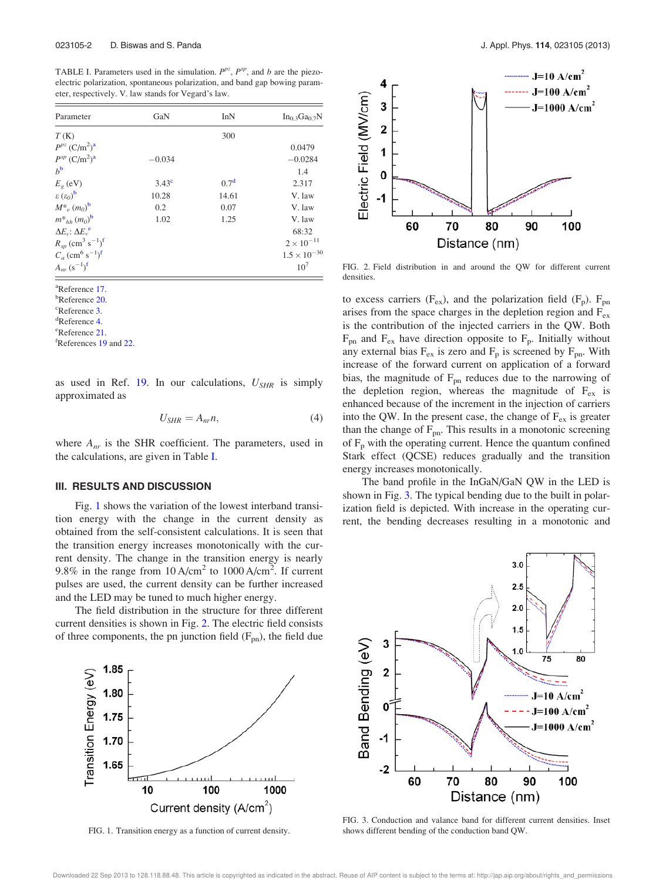TABLE I. Parameters used in the simulation. $P^{pz}$, $P^{sp}$, and $b$ are the piezoelectric polarization, spontaneous polarization, and band gap bowing parameter, respectively. V. law stands for Vegard's law.

| Parameter | GaN | InN | $In_{0.3}Ga_{0.7}N$ |
|---|---|---|---|
| $T$ (K) | | 300 | |
| $P^{pz}$ (C/m$^2$)[a] | | | 0.0479 |
| $P^{sp}$ (C/m$^2$)[a] | −0.034 | | −0.0284 |
| $b$[b] | | | 1.4 |
| $E_g$ (eV) | 3.43[c] | 0.7[d] | 2.317 |
| $\varepsilon$ ($\varepsilon_0$)[b] | 10.28 | 14.61 | V. law |
| $M^*_e$ ($m_0$)[b] | 0.2 | 0.07 | V. law |
| $m^*_{hh}$ ($m_0$)[b] | 1.02 | 1.25 | V. law |
| $\Delta E_c$: $\Delta E_v$[e] | | | 68:32 |
| $R_{sp}$ (cm$^3$ s$^{-1}$)[f] | | | $2 \times 10^{-11}$ |
| $C_a$ (cm$^6$ s$^{-1}$)[f] | | | $1.5 \times 10^{-30}$ |
| $A_{nr}$ (s$^{-1}$)[f] | | | $10^7$ |

[a]Reference 17.
[b]Reference 20.
[c]Reference 3.
[d]Reference 4.
[e]Reference 21.
[f]References 19 and 22.

as used in Ref. 19. In our calculations, $U_{SHR}$ is simply approximated as

$$U_{SHR} = A_{nr} n, \tag{4}$$

where $A_{nr}$ is the SHR coefficient. The parameters, used in the calculations, are given in Table I.

## III. RESULTS AND DISCUSSION

Fig. 1 shows the variation of the lowest interband transition energy with the change in the current density as obtained from the self-consistent calculations. It is seen that the transition energy increases monotonically with the current density. The change in the transition energy is nearly 9.8% in the range from 10 A/cm$^2$ to 1000 A/cm$^2$. If current pulses are used, the current density can be further increased and the LED may be tuned to much higher energy.

The field distribution in the structure for three different current densities is shown in Fig. 2. The electric field consists of three components, the pn junction field ($F_{pn}$), the field due to excess carriers ($F_{ex}$), and the polarization field ($F_p$). $F_{pn}$ arises from the space charges in the depletion region and $F_{ex}$ is the contribution of the injected carriers in the QW. Both $F_{pn}$ and $F_{ex}$ have direction opposite to $F_p$. Initially without any external bias $F_{ex}$ is zero and $F_p$ is screened by $F_{pn}$. With increase of the forward current on application of a forward bias, the magnitude of $F_{pn}$ reduces due to the narrowing of the depletion region, whereas the magnitude of $F_{ex}$ is enhanced because of the increment in the injection of carriers into the QW. In the present case, the change of $F_{ex}$ is greater than the change of $F_{pn}$. This results in a monotonic screening of $F_p$ with the operating current. Hence the quantum confined Stark effect (QCSE) reduces gradually and the transition energy increases monotonically.

The band profile in the InGaN/GaN QW in the LED is shown in Fig. 3. The typical bending due to the built in polarization field is depicted. With increase in the operating current, the bending decreases resulting in a monotonic and

FIG. 1. Transition energy as a function of current density.

FIG. 2. Field distribution in and around the QW for different current densities.

FIG. 3. Conduction and valance band for different current densities. Inset shows different bending of the conduction band QW.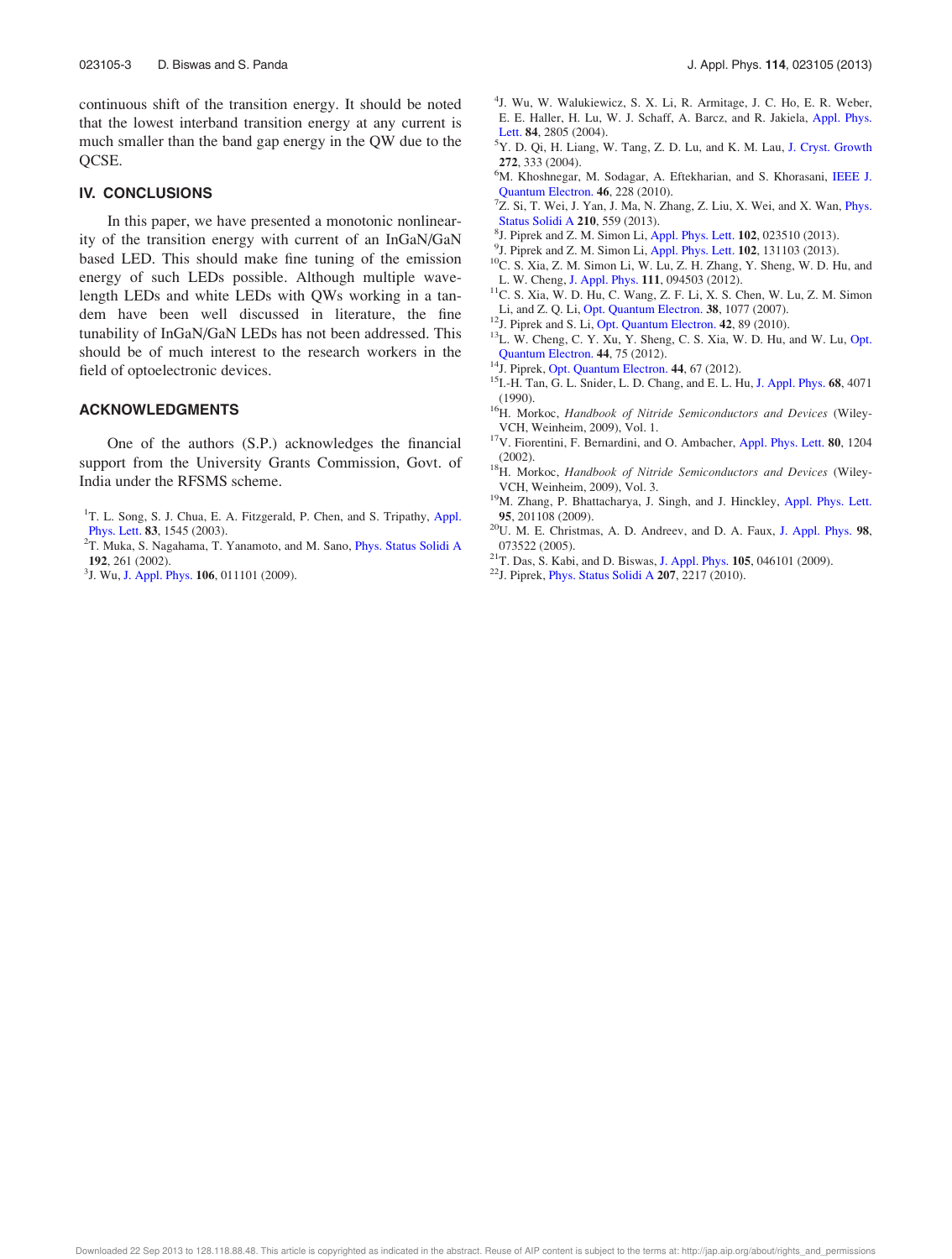continuous shift of the transition energy. It should be noted that the lowest interband transition energy at any current is much smaller than the band gap energy in the QW due to the QCSE.

## IV. CONCLUSIONS

In this paper, we have presented a monotonic nonlinearity of the transition energy with current of an InGaN/GaN based LED. This should make fine tuning of the emission energy of such LEDs possible. Although multiple wavelength LEDs and white LEDs with QWs working in a tandem have been well discussed in literature, the fine tunability of InGaN/GaN LEDs has not been addressed. This should be of much interest to the research workers in the field of optoelectronic devices.

## ACKNOWLEDGMENTS

One of the authors (S.P.) acknowledges the financial support from the University Grants Commission, Govt. of India under the RFSMS scheme.

[1] T. L. Song, S. J. Chua, E. A. Fitzgerald, P. Chen, and S. Tripathy, Appl. Phys. Lett. **83**, 1545 (2003).
[2] T. Muka, S. Nagahama, T. Yanamoto, and M. Sano, Phys. Status Solidi A **192**, 261 (2002).
[3] J. Wu, J. Appl. Phys. **106**, 011101 (2009).
[4] J. Wu, W. Walukiewicz, S. X. Li, R. Armitage, J. C. Ho, E. R. Weber, E. E. Haller, H. Lu, W. J. Schaff, A. Barcz, and R. Jakiela, Appl. Phys. Lett. **84**, 2805 (2004).
[5] Y. D. Qi, H. Liang, W. Tang, Z. D. Lu, and K. M. Lau, J. Cryst. Growth **272**, 333 (2004).
[6] M. Khoshnegar, M. Sodagar, A. Eftekharian, and S. Khorasani, IEEE J. Quantum Electron. **46**, 228 (2010).
[7] Z. Si, T. Wei, J. Yan, J. Ma, N. Zhang, Z. Liu, X. Wei, and X. Wan, Phys. Status Solidi A **210**, 559 (2013).
[8] J. Piprek and Z. M. Simon Li, Appl. Phys. Lett. **102**, 023510 (2013).
[9] J. Piprek and Z. M. Simon Li, Appl. Phys. Lett. **102**, 131103 (2013).
[10] C. S. Xia, Z. M. Simon Li, W. Lu, Z. H. Zhang, Y. Sheng, W. D. Hu, and L. W. Cheng, J. Appl. Phys. **111**, 094503 (2012).
[11] C. S. Xia, W. D. Hu, C. Wang, Z. F. Li, X. S. Chen, W. Lu, Z. M. Simon Li, and Z. Q. Li, Opt. Quantum Electron. **38**, 1077 (2007).
[12] J. Piprek and S. Li, Opt. Quantum Electron. **42**, 89 (2010).
[13] L. W. Cheng, C. Y. Xu, Y. Sheng, C. S. Xia, W. D. Hu, and W. Lu, Opt. Quantum Electron. **44**, 75 (2012).
[14] J. Piprek, Opt. Quantum Electron. **44**, 67 (2012).
[15] I.-H. Tan, G. L. Snider, L. D. Chang, and E. L. Hu, J. Appl. Phys. **68**, 4071 (1990).
[16] H. Morkoc, *Handbook of Nitride Semiconductors and Devices* (Wiley-VCH, Weinheim, 2009), Vol. 1.
[17] V. Fiorentini, F. Bernardini, and O. Ambacher, Appl. Phys. Lett. **80**, 1204 (2002).
[18] H. Morkoc, *Handbook of Nitride Semiconductors and Devices* (Wiley-VCH, Weinheim, 2009), Vol. 3.
[19] M. Zhang, P. Bhattacharya, J. Singh, and J. Hinckley, Appl. Phys. Lett. **95**, 201108 (2009).
[20] U. M. E. Christmas, A. D. Andreev, and D. A. Faux, J. Appl. Phys. **98**, 073522 (2005).
[21] T. Das, S. Kabi, and D. Biswas, J. Appl. Phys. **105**, 046101 (2009).
[22] J. Piprek, Phys. Status Solidi A **207**, 2217 (2010).